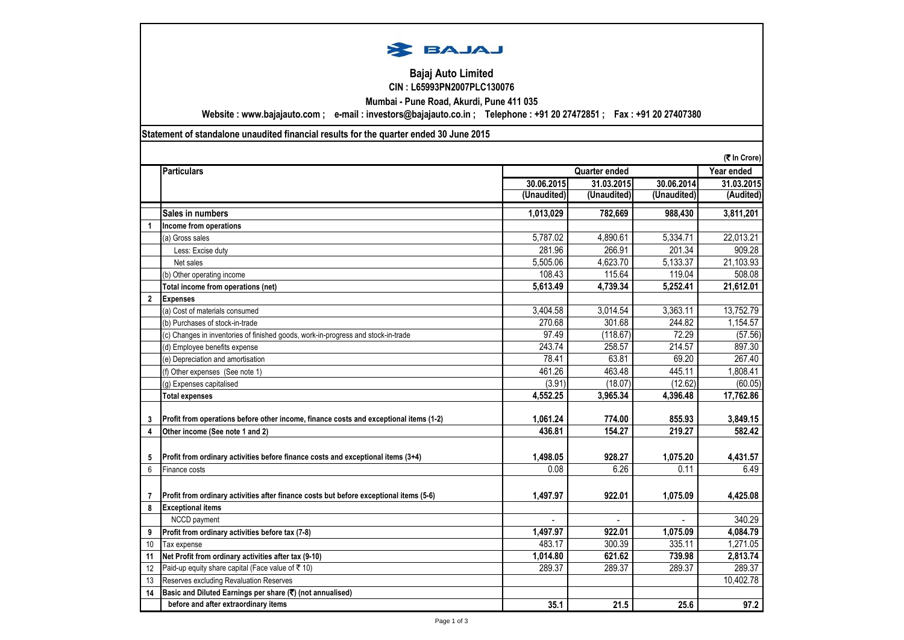BAJAJ

# Bajaj Auto Limited

**CIN : L65993PN2007PLC130076**

**Mumbai - Pune Road, Akurdi, Pune 411 035**

**Website : www.bajajauto.com ; e-mail : investors@bajajauto.co.in ; Telephone : +91 20 27472851 ; Fax : +91 20 27407380**

**Statement of standalone unaudited financial results for the quarter ended 30 June 2015**

(₹ In Crore)

| | Particulars | Quarter ended | | | Year ended |
|---|---|---|---|---|---|
| | | 30.06.2015 (Unaudited) | 31.03.2015 (Unaudited) | 30.06.2014 (Unaudited) | 31.03.2015 (Audited) |
| | **Sales in numbers** | **1,013,029** | **782,669** | **988,430** | **3,811,201** |
| **1** | **Income from operations** | | | | |
| | (a) Gross sales | 5,787.02 | 4,890.61 | 5,334.71 | 22,013.21 |
| | Less: Excise duty | 281.96 | 266.91 | 201.34 | 909.28 |
| | Net sales | 5,505.06 | 4,623.70 | 5,133.37 | 21,103.93 |
| | (b) Other operating income | 108.43 | 115.64 | 119.04 | 508.08 |
| | **Total income from operations (net)** | **5,613.49** | **4,739.34** | **5,252.41** | **21,612.01** |
| **2** | **Expenses** | | | | |
| | (a) Cost of materials consumed | 3,404.58 | 3,014.54 | 3,363.11 | 13,752.79 |
| | (b) Purchases of stock-in-trade | 270.68 | 301.68 | 244.82 | 1,154.57 |
| | (c) Changes in inventories of finished goods, work-in-progress and stock-in-trade | 97.49 | (118.67) | 72.29 | (57.56) |
| | (d) Employee benefits expense | 243.74 | 258.57 | 214.57 | 897.30 |
| | (e) Depreciation and amortisation | 78.41 | 63.81 | 69.20 | 267.40 |
| | (f) Other expenses (See note 1) | 461.26 | 463.48 | 445.11 | 1,808.41 |
| | (g) Expenses capitalised | (3.91) | (18.07) | (12.62) | (60.05) |
| | **Total expenses** | **4,552.25** | **3,965.34** | **4,396.48** | **17,762.86** |
| **3** | **Profit from operations before other income, finance costs and exceptional items (1-2)** | **1,061.24** | **774.00** | **855.93** | **3,849.15** |
| **4** | **Other income (See note 1 and 2)** | **436.81** | **154.27** | **219.27** | **582.42** |
| **5** | **Profit from ordinary activities before finance costs and exceptional items (3+4)** | **1,498.05** | **928.27** | **1,075.20** | **4,431.57** |
| 6 | Finance costs | 0.08 | 6.26 | 0.11 | 6.49 |
| **7** | **Profit from ordinary activities after finance costs but before exceptional items (5-6)** | **1,497.97** | **922.01** | **1,075.09** | **4,425.08** |
| **8** | **Exceptional items** | | | | |
| | NCCD payment | - | - | - | 340.29 |
| **9** | **Profit from ordinary activities before tax (7-8)** | **1,497.97** | **922.01** | **1,075.09** | **4,084.79** |
| 10 | Tax expense | 483.17 | 300.39 | 335.11 | 1,271.05 |
| **11** | **Net Profit from ordinary activities after tax (9-10)** | **1,014.80** | **621.62** | **739.98** | **2,813.74** |
| 12 | Paid-up equity share capital (Face value of ₹ 10) | 289.37 | 289.37 | 289.37 | 289.37 |
| 13 | Reserves excluding Revaluation Reserves | | | | 10,402.78 |
| **14** | **Basic and Diluted Earnings per share (₹) (not annualised)** | | | | |
| | **before and after extraordinary items** | **35.1** | **21.5** | **25.6** | **97.2** |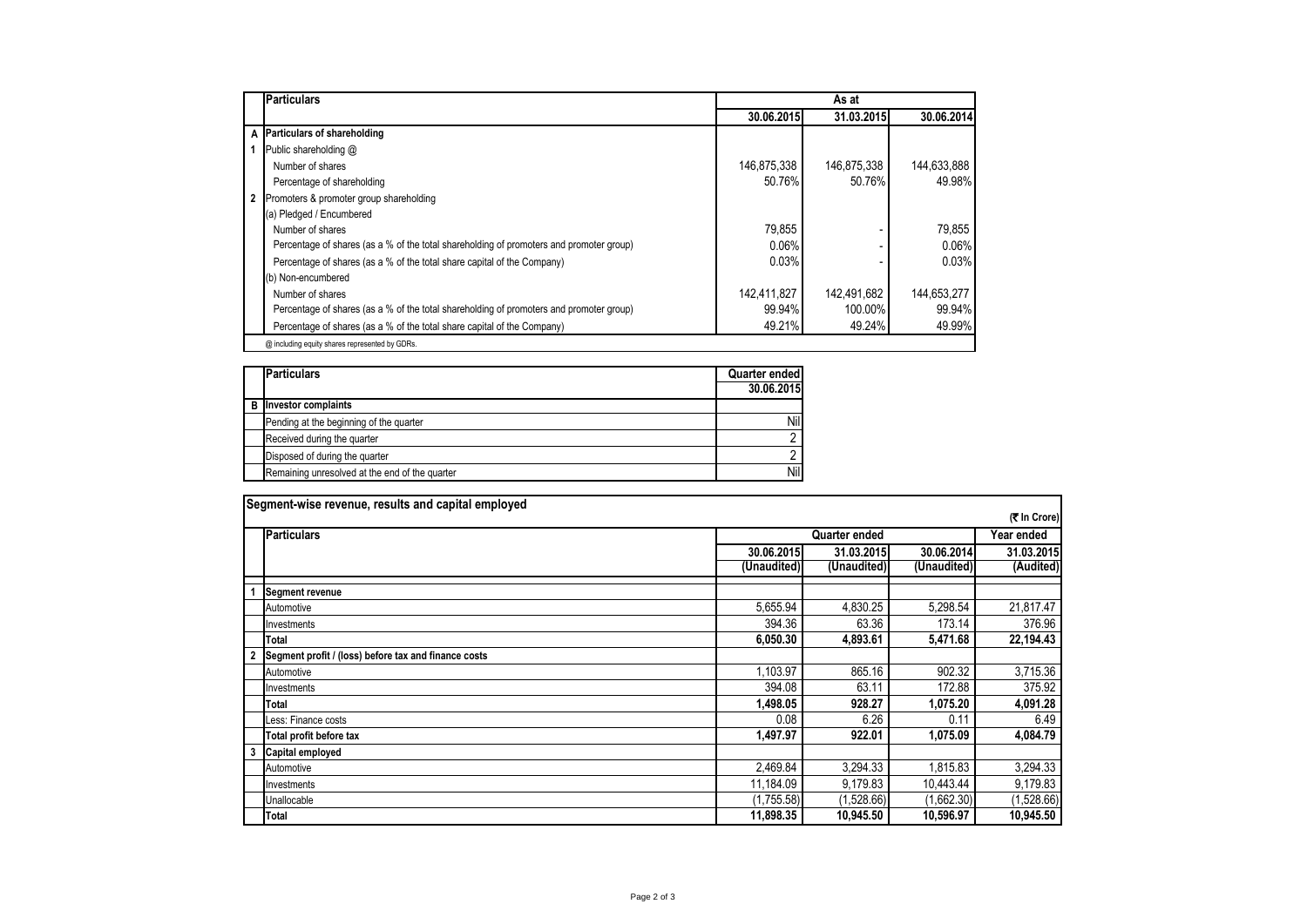| | Particulars | As at | | |
|---|---|---|---|---|
| | | 30.06.2015 | 31.03.2015 | 30.06.2014 |
| A | Particulars of shareholding | | | |
| 1 | Public shareholding @ | | | |
| | Number of shares | 146,875,338 | 146,875,338 | 144,633,888 |
| | Percentage of shareholding | 50.76% | 50.76% | 49.98% |
| 2 | Promoters & promoter group shareholding | | | |
| | (a) Pledged / Encumbered | | | |
| | Number of shares | 79,855 | - | 79,855 |
| | Percentage of shares (as a % of the total shareholding of promoters and promoter group) | 0.06% | - | 0.06% |
| | Percentage of shares (as a % of the total share capital of the Company) | 0.03% | - | 0.03% |
| | (b) Non-encumbered | | | |
| | Number of shares | 142,411,827 | 142,491,682 | 144,653,277 |
| | Percentage of shares (as a % of the total shareholding of promoters and promoter group) | 99.94% | 100.00% | 99.94% |
| | Percentage of shares (as a % of the total share capital of the Company) | 49.21% | 49.24% | 49.99% |

@ including equity shares represented by GDRs.

| | Particulars | Quarter ended |
|---|---|---|
| | | 30.06.2015 |
| B | Investor complaints | |
| | Pending at the beginning of the quarter | Nil |
| | Received during the quarter | 2 |
| | Disposed of during the quarter | 2 |
| | Remaining unresolved at the end of the quarter | Nil |

## Segment-wise revenue, results and capital employed

(₹ In Crore)

| | Particulars | Quarter ended | | | Year ended |
|---|---|---|---|---|---|
| | | 30.06.2015 (Unaudited) | 31.03.2015 (Unaudited) | 30.06.2014 (Unaudited) | 31.03.2015 (Audited) |
| 1 | **Segment revenue** | | | | |
| | Automotive | 5,655.94 | 4,830.25 | 5,298.54 | 21,817.47 |
| | Investments | 394.36 | 63.36 | 173.14 | 376.96 |
| | **Total** | **6,050.30** | **4,893.61** | **5,471.68** | **22,194.43** |
| 2 | **Segment profit / (loss) before tax and finance costs** | | | | |
| | Automotive | 1,103.97 | 865.16 | 902.32 | 3,715.36 |
| | Investments | 394.08 | 63.11 | 172.88 | 375.92 |
| | **Total** | **1,498.05** | **928.27** | **1,075.20** | **4,091.28** |
| | Less: Finance costs | 0.08 | 6.26 | 0.11 | 6.49 |
| | **Total profit before tax** | **1,497.97** | **922.01** | **1,075.09** | **4,084.79** |
| 3 | **Capital employed** | | | | |
| | Automotive | 2,469.84 | 3,294.33 | 1,815.83 | 3,294.33 |
| | Investments | 11,184.09 | 9,179.83 | 10,443.44 | 9,179.83 |
| | Unallocable | (1,755.58) | (1,528.66) | (1,662.30) | (1,528.66) |
| | **Total** | **11,898.35** | **10,945.50** | **10,596.97** | **10,945.50** |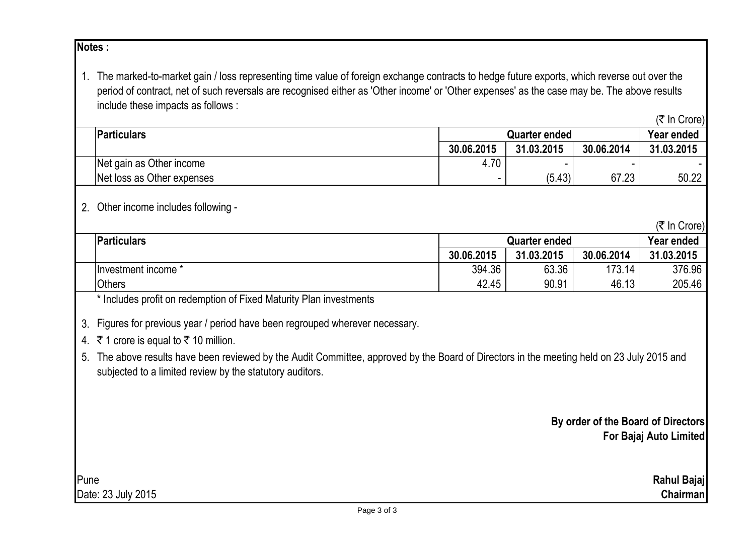**Notes :**

1. The marked-to-market gain / loss representing time value of foreign exchange contracts to hedge future exports, which reverse out over the period of contract, net of such reversals are recognised either as 'Other income' or 'Other expenses' as the case may be. The above results include these impacts as follows :

(₹ In Crore)

| Particulars | Quarter ended | | | Year ended |
|---|---|---|---|---|
| | 30.06.2015 | 31.03.2015 | 30.06.2014 | 31.03.2015 |
| Net gain as Other income | 4.70 | - | - | - |
| Net loss as Other expenses | - | (5.43) | 67.23 | 50.22 |

2. Other income includes following -

(₹ In Crore)

| Particulars | Quarter ended | | | Year ended |
|---|---|---|---|---|
| | 30.06.2015 | 31.03.2015 | 30.06.2014 | 31.03.2015 |
| Investment income * | 394.36 | 63.36 | 173.14 | 376.96 |
| Others | 42.45 | 90.91 | 46.13 | 205.46 |

\* Includes profit on redemption of Fixed Maturity Plan investments

3. Figures for previous year / period have been regrouped wherever necessary.
4. ₹ 1 crore is equal to ₹ 10 million.
5. The above results have been reviewed by the Audit Committee, approved by the Board of Directors in the meeting held on 23 July 2015 and subjected to a limited review by the statutory auditors.

**By order of the Board of Directors**
**For Bajaj Auto Limited**

Pune
Date: 23 July 2015

**Rahul Bajaj**
**Chairman**